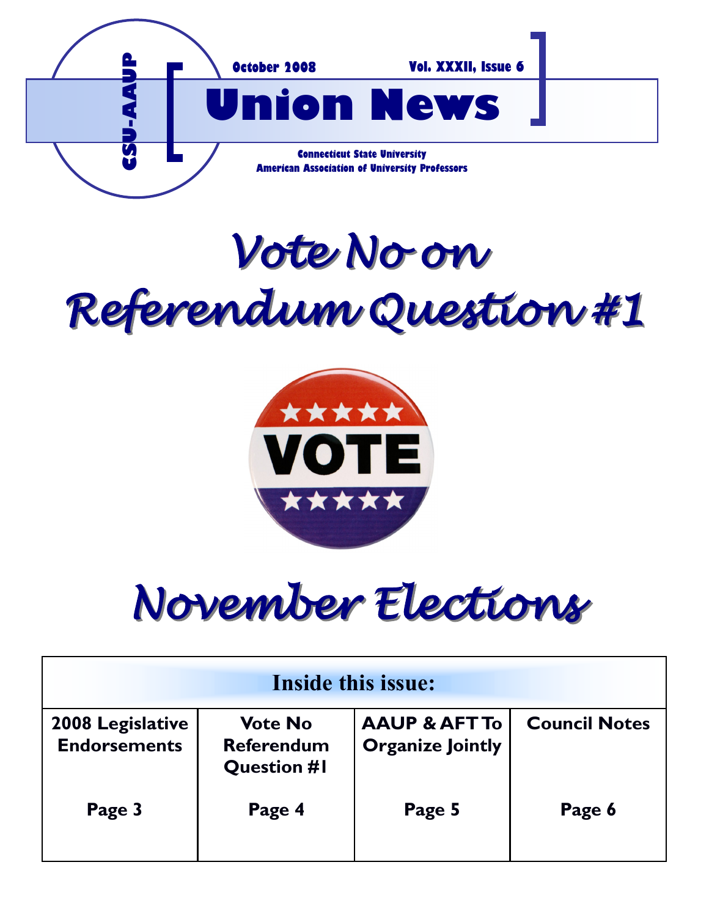CSU-AAUP

October 2008 Vol. XXXII, Issue 6

# Union News

**Connecticut State University**
**American Association of University Professors**

# *Vote No on Referendum Question #1*

# *November Elections*

| Inside this issue: | | | |
|---|---|---|---|
| **2008 Legislative Endorsements** | **Vote No Referendum Question #1** | **AAUP & AFT To Organize Jointly** | **Council Notes** |
| **Page 3** | **Page 4** | **Page 5** | **Page 6** |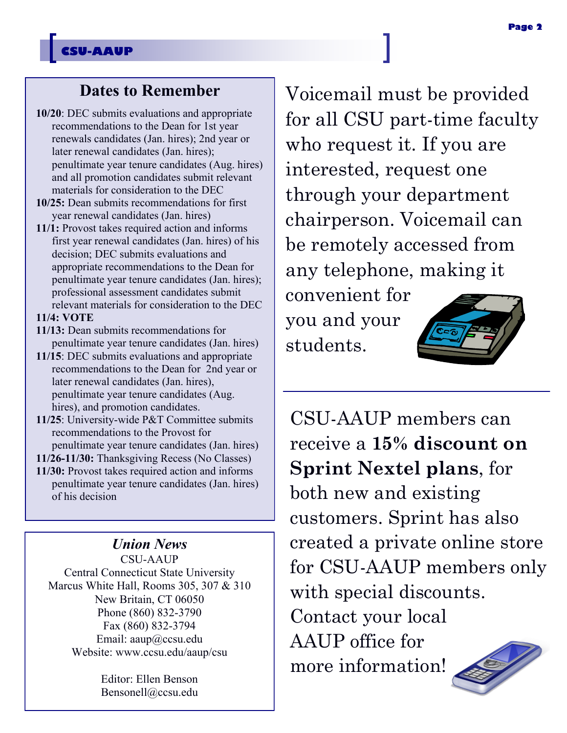## Dates to Remember

**10/20**: DEC submits evaluations and appropriate recommendations to the Dean for 1st year renewals candidates (Jan. hires); 2nd year or later renewal candidates (Jan. hires); penultimate year tenure candidates (Aug. hires) and all promotion candidates submit relevant materials for consideration to the DEC

**10/25:** Dean submits recommendations for first year renewal candidates (Jan. hires)

**11/1:** Provost takes required action and informs first year renewal candidates (Jan. hires) of his decision; DEC submits evaluations and appropriate recommendations to the Dean for penultimate year tenure candidates (Jan. hires); professional assessment candidates submit relevant materials for consideration to the DEC

**11/4: VOTE**

**11/13:** Dean submits recommendations for penultimate year tenure candidates (Jan. hires)

**11/15**: DEC submits evaluations and appropriate recommendations to the Dean for 2nd year or later renewal candidates (Jan. hires), penultimate year tenure candidates (Aug. hires), and promotion candidates.

**11/25**: University-wide P&T Committee submits recommendations to the Provost for penultimate year tenure candidates (Jan. hires)

**11/26-11/30:** Thanksgiving Recess (No Classes)

**11/30:** Provost takes required action and informs penultimate year tenure candidates (Jan. hires) of his decision

### *Union News*

CSU-AAUP
Central Connecticut State University
Marcus White Hall, Rooms 305, 307 & 310
New Britain, CT 06050
Phone (860) 832-3790
Fax (860) 832-3794
Email: aaup@ccsu.edu
Website: www.ccsu.edu/aaup/csu

Editor: Ellen Benson
Bensonell@ccsu.edu

Voicemail must be provided for all CSU part-time faculty who request it. If you are interested, request one through your department chairperson. Voicemail can be remotely accessed from any telephone, making it convenient for you and your students.

---

CSU-AAUP members can receive a **15% discount on Sprint Nextel plans**, for both new and existing customers. Sprint has also created a private online store for CSU-AAUP members only with special discounts. Contact your local AAUP office for more information!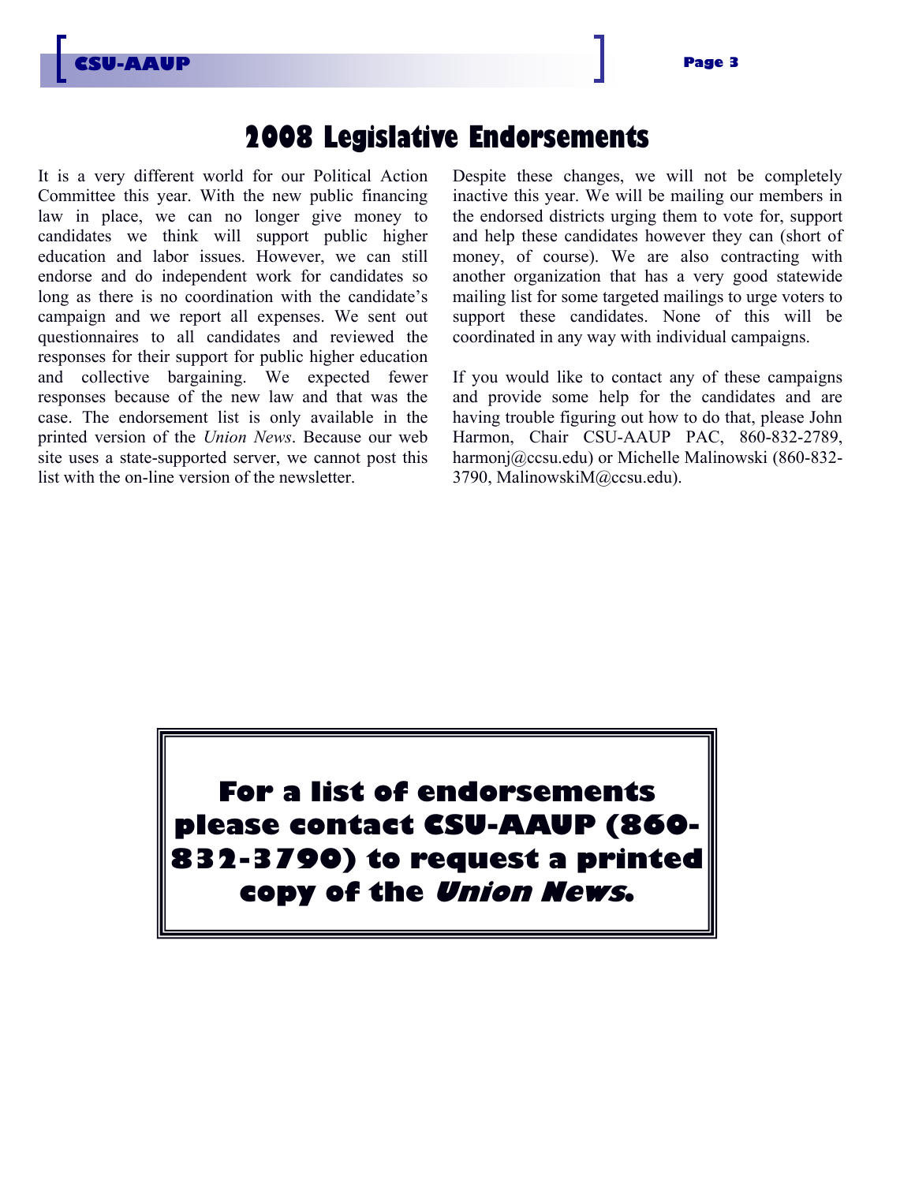# 2008 Legislative Endorsements

It is a very different world for our Political Action Committee this year. With the new public financing law in place, we can no longer give money to candidates we think will support public higher education and labor issues. However, we can still endorse and do independent work for candidates so long as there is no coordination with the candidate's campaign and we report all expenses. We sent out questionnaires to all candidates and reviewed the responses for their support for public higher education and collective bargaining. We expected fewer responses because of the new law and that was the case. The endorsement list is only available in the printed version of the *Union News*. Because our web site uses a state-supported server, we cannot post this list with the on-line version of the newsletter.

Despite these changes, we will not be completely inactive this year. We will be mailing our members in the endorsed districts urging them to vote for, support and help these candidates however they can (short of money, of course). We are also contracting with another organization that has a very good statewide mailing list for some targeted mailings to urge voters to support these candidates. None of this will be coordinated in any way with individual campaigns.

If you would like to contact any of these campaigns and provide some help for the candidates and are having trouble figuring out how to do that, please John Harmon, Chair CSU-AAUP PAC, 860-832-2789, harmonj@ccsu.edu) or Michelle Malinowski (860-832-3790, MalinowskiM@ccsu.edu).

**For a list of endorsements please contact CSU-AAUP (860-832-3790) to request a printed copy of the *Union News*.**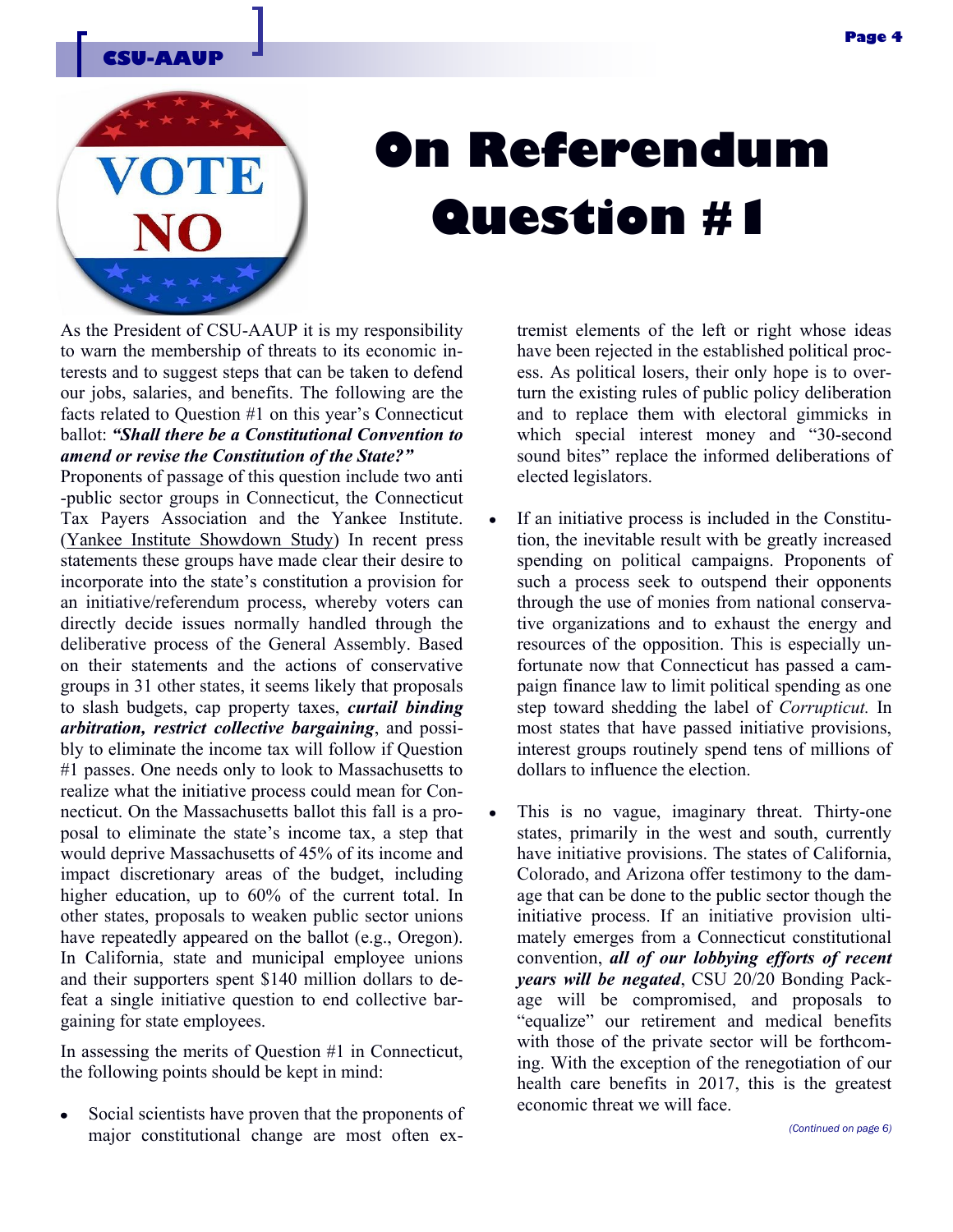# On Referendum Question #1

As the President of CSU-AAUP it is my responsibility to warn the membership of threats to its economic interests and to suggest steps that can be taken to defend our jobs, salaries, and benefits. The following are the facts related to Question #1 on this year's Connecticut ballot: ***"Shall there be a Constitutional Convention to amend or revise the Constitution of the State?"***

Proponents of passage of this question include two anti-public sector groups in Connecticut, the Connecticut Tax Payers Association and the Yankee Institute. (Yankee Institute Showdown Study) In recent press statements these groups have made clear their desire to incorporate into the state's constitution a provision for an initiative/referendum process, whereby voters can directly decide issues normally handled through the deliberative process of the General Assembly. Based on their statements and the actions of conservative groups in 31 other states, it seems likely that proposals to slash budgets, cap property taxes, ***curtail binding arbitration, restrict collective bargaining***, and possibly to eliminate the income tax will follow if Question #1 passes. One needs only to look to Massachusetts to realize what the initiative process could mean for Connecticut. On the Massachusetts ballot this fall is a proposal to eliminate the state's income tax, a step that would deprive Massachusetts of 45% of its income and impact discretionary areas of the budget, including higher education, up to 60% of the current total. In other states, proposals to weaken public sector unions have repeatedly appeared on the ballot (e.g., Oregon). In California, state and municipal employee unions and their supporters spent $140 million dollars to defeat a single initiative question to end collective bargaining for state employees.

In assessing the merits of Question #1 in Connecticut, the following points should be kept in mind:

- Social scientists have proven that the proponents of major constitutional change are most often extremist elements of the left or right whose ideas have been rejected in the established political process. As political losers, their only hope is to overturn the existing rules of public policy deliberation and to replace them with electoral gimmicks in which special interest money and "30-second sound bites" replace the informed deliberations of elected legislators.

- If an initiative process is included in the Constitution, the inevitable result with be greatly increased spending on political campaigns. Proponents of such a process seek to outspend their opponents through the use of monies from national conservative organizations and to exhaust the energy and resources of the opposition. This is especially unfortunate now that Connecticut has passed a campaign finance law to limit political spending as one step toward shedding the label of *Corrupticut.* In most states that have passed initiative provisions, interest groups routinely spend tens of millions of dollars to influence the election.

- This is no vague, imaginary threat. Thirty-one states, primarily in the west and south, currently have initiative provisions. The states of California, Colorado, and Arizona offer testimony to the damage that can be done to the public sector though the initiative process. If an initiative provision ultimately emerges from a Connecticut constitutional convention, ***all of our lobbying efforts of recent years will be negated***, CSU 20/20 Bonding Package will be compromised, and proposals to "equalize" our retirement and medical benefits with those of the private sector will be forthcoming. With the exception of the renegotiation of our health care benefits in 2017, this is the greatest economic threat we will face.

*(Continued on page 6)*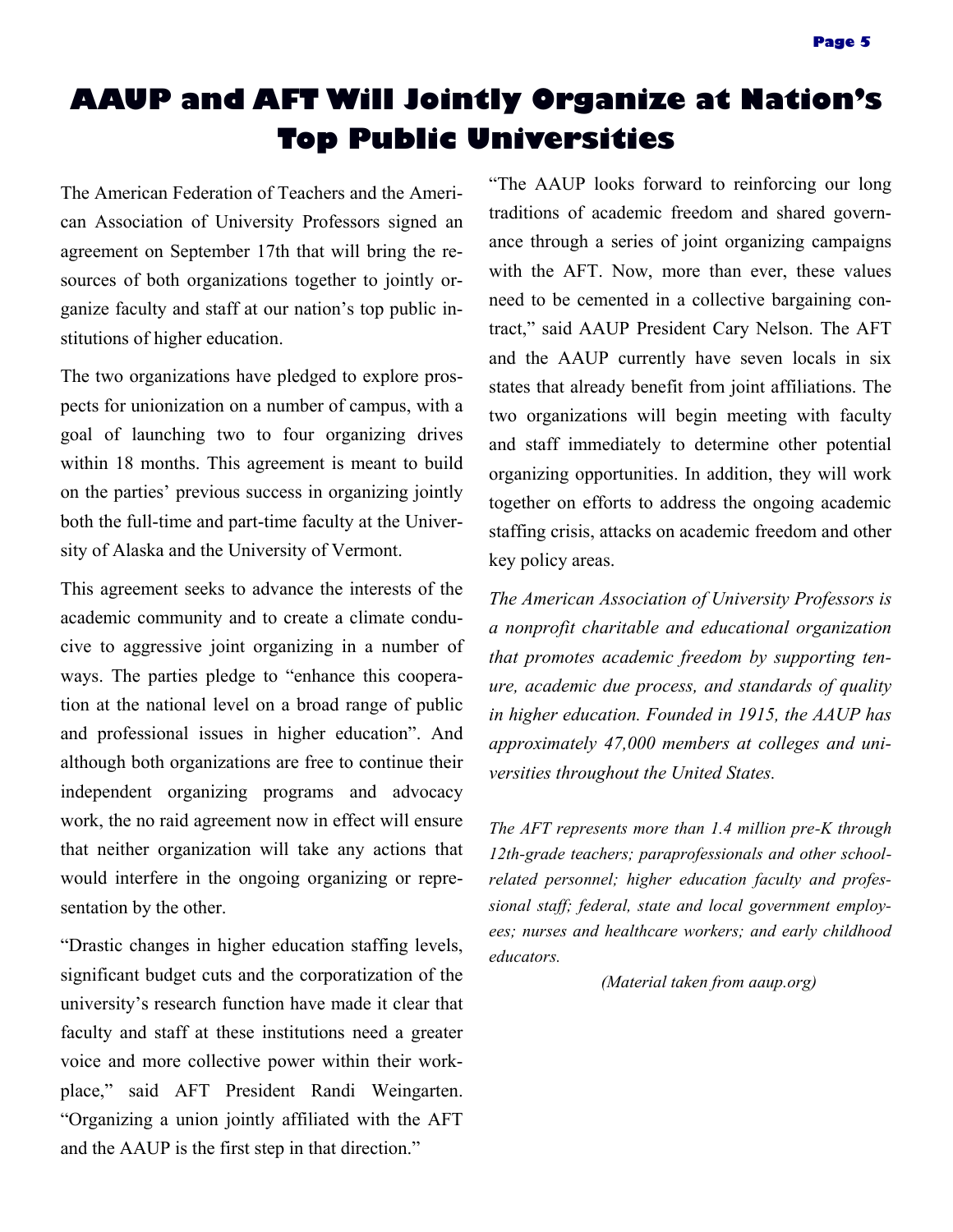# AAUP and AFT Will Jointly Organize at Nation's Top Public Universities

The American Federation of Teachers and the American Association of University Professors signed an agreement on September 17th that will bring the resources of both organizations together to jointly organize faculty and staff at our nation's top public institutions of higher education.

The two organizations have pledged to explore prospects for unionization on a number of campus, with a goal of launching two to four organizing drives within 18 months. This agreement is meant to build on the parties' previous success in organizing jointly both the full-time and part-time faculty at the University of Alaska and the University of Vermont.

This agreement seeks to advance the interests of the academic community and to create a climate conducive to aggressive joint organizing in a number of ways. The parties pledge to "enhance this cooperation at the national level on a broad range of public and professional issues in higher education". And although both organizations are free to continue their independent organizing programs and advocacy work, the no raid agreement now in effect will ensure that neither organization will take any actions that would interfere in the ongoing organizing or representation by the other.

"Drastic changes in higher education staffing levels, significant budget cuts and the corporatization of the university's research function have made it clear that faculty and staff at these institutions need a greater voice and more collective power within their workplace," said AFT President Randi Weingarten. "Organizing a union jointly affiliated with the AFT and the AAUP is the first step in that direction."

"The AAUP looks forward to reinforcing our long traditions of academic freedom and shared governance through a series of joint organizing campaigns with the AFT. Now, more than ever, these values need to be cemented in a collective bargaining contract," said AAUP President Cary Nelson. The AFT and the AAUP currently have seven locals in six states that already benefit from joint affiliations. The two organizations will begin meeting with faculty and staff immediately to determine other potential organizing opportunities. In addition, they will work together on efforts to address the ongoing academic staffing crisis, attacks on academic freedom and other key policy areas.

*The American Association of University Professors is a nonprofit charitable and educational organization that promotes academic freedom by supporting tenure, academic due process, and standards of quality in higher education. Founded in 1915, the AAUP has approximately 47,000 members at colleges and universities throughout the United States.*

*The AFT represents more than 1.4 million pre-K through 12th-grade teachers; paraprofessionals and other school-related personnel; higher education faculty and professional staff; federal, state and local government employees; nurses and healthcare workers; and early childhood educators.*

*(Material taken from aaup.org)*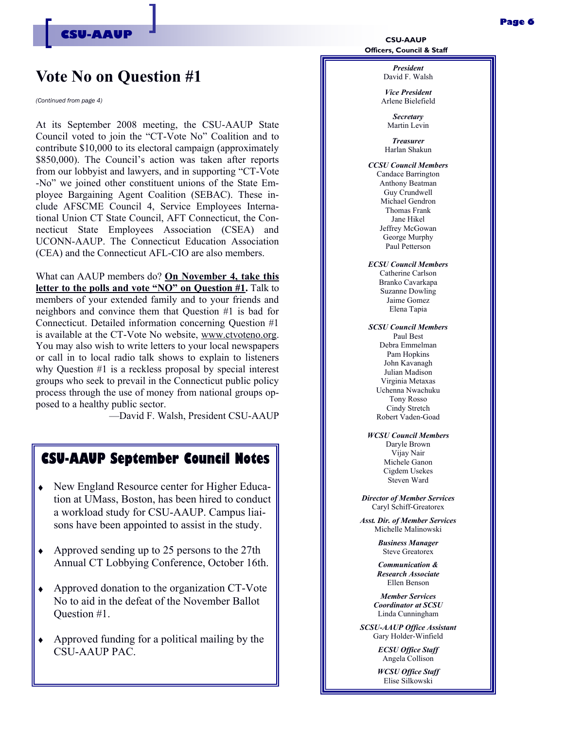# Vote No on Question #1

*(Continued from page 4)*

At its September 2008 meeting, the CSU-AAUP State Council voted to join the "CT-Vote No" Coalition and to contribute $10,000 to its electoral campaign (approximately $850,000). The Council's action was taken after reports from our lobbyist and lawyers, and in supporting "CT-Vote -No" we joined other constituent unions of the State Employee Bargaining Agent Coalition (SEBAC). These include AFSCME Council 4, Service Employees International Union CT State Council, AFT Connecticut, the Connecticut State Employees Association (CSEA) and UCONN-AAUP. The Connecticut Education Association (CEA) and the Connecticut AFL-CIO are also members.

What can AAUP members do? **On November 4, take this letter to the polls and vote "NO" on Question #1.** Talk to members of your extended family and to your friends and neighbors and convince them that Question #1 is bad for Connecticut. Detailed information concerning Question #1 is available at the CT-Vote No website, www.ctvoteno.org. You may also wish to write letters to your local newspapers or call in to local radio talk shows to explain to listeners why Question #1 is a reckless proposal by special interest groups who seek to prevail in the Connecticut public policy process through the use of money from national groups opposed to a healthy public sector.

—David F. Walsh, President CSU-AAUP

## CSU-AAUP September Council Notes

- New England Resource center for Higher Education at UMass, Boston, has been hired to conduct a workload study for CSU-AAUP. Campus liaisons have been appointed to assist in the study.
- Approved sending up to 25 persons to the 27th Annual CT Lobbying Conference, October 16th.
- Approved donation to the organization CT-Vote No to aid in the defeat of the November Ballot Question #1.
- Approved funding for a political mailing by the CSU-AAUP PAC.

## CSU-AAUP Officers, Council & Staff

***President***
David F. Walsh

***Vice President***
Arlene Bielefield

***Secretary***
Martin Levin

***Treasurer***
Harlan Shakun

***CCSU Council Members***
Candace Barrington
Anthony Beatman
Guy Crundwell
Michael Gendron
Thomas Frank
Jane Hikel
Jeffrey McGowan
George Murphy
Paul Petterson

***ECSU Council Members***
Catherine Carlson
Branko Cavarkapa
Suzanne Dowling
Jaime Gomez
Elena Tapia

***SCSU Council Members***
Paul Best
Debra Emmelman
Pam Hopkins
John Kavanagh
Julian Madison
Virginia Metaxas
Uchenna Nwachuku
Tony Rosso
Cindy Stretch
Robert Vaden-Goad

***WCSU Council Members***
Daryle Brown
Vijay Nair
Michele Ganon
Cigdem Usekes
Steven Ward

***Director of Member Services***
Caryl Schiff-Greatorex

***Asst. Dir. of Member Services***
Michelle Malinowski

***Business Manager***
Steve Greatorex

***Communication & Research Associate***
Ellen Benson

***Member Services Coordinator at SCSU***
Linda Cunningham

***SCSU-AAUP Office Assistant***
Gary Holder-Winfield

***ECSU Office Staff***
Angela Collison

***WCSU Office Staff***
Elise Silkowski